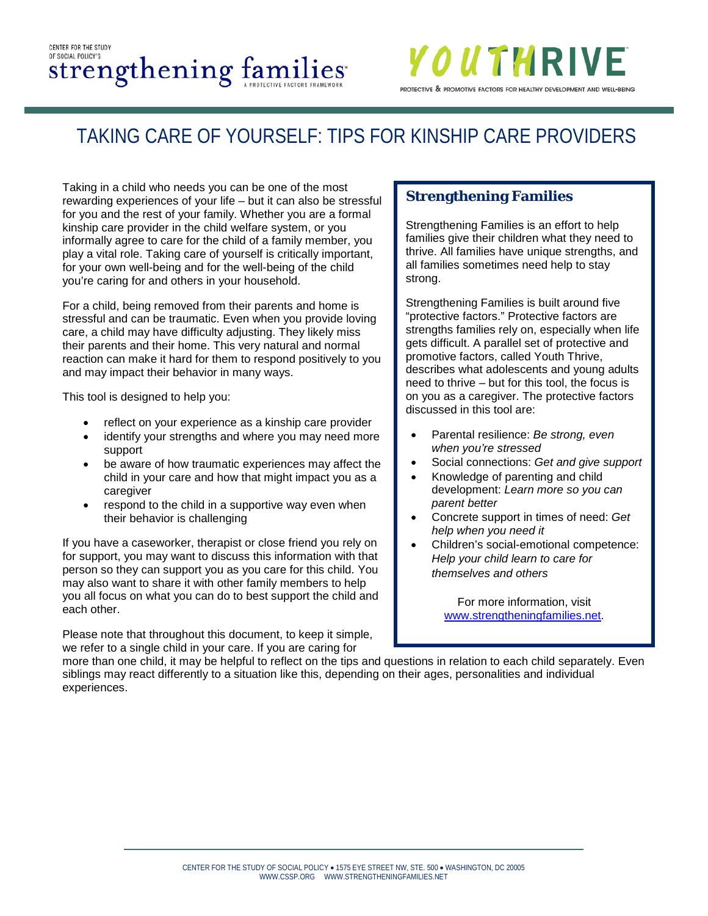# TAKING CARE OF YOURSELF: TIPS FOR KINSHIP CARE PROVIDERS

Taking in a child who needs you can be one of the most rewarding experiences of your life – but it can also be stressful for you and the rest of your family. Whether you are a formal kinship care provider in the child welfare system, or you informally agree to care for the child of a family member, you play a vital role. Taking care of yourself is critically important, for your own well-being and for the well-being of the child you're caring for and others in your household.

For a child, being removed from their parents and home is stressful and can be traumatic. Even when you provide loving care, a child may have difficulty adjusting. They likely miss their parents and their home. This very natural and normal reaction can make it hard for them to respond positively to you and may impact their behavior in many ways.

This tool is designed to help you:

- reflect on your experience as a kinship care provider
- identify your strengths and where you may need more support
- be aware of how traumatic experiences may affect the child in your care and how that might impact you as a caregiver
- respond to the child in a supportive way even when their behavior is challenging

If you have a caseworker, therapist or close friend you rely on for support, you may want to discuss this information with that person so they can support you as you care for this child. You may also want to share it with other family members to help you all focus on what you can do to best support the child and each other.

Please note that throughout this document, to keep it simple, we refer to a single child in your care. If you are caring for more than one child, it may be helpful to reflect on the tips and questions in relation to each child separately. Even siblings may react differently to a situation like this, depending on their ages, personalities and individual experiences.

## Strengthening Families

Strengthening Families is an effort to help families give their children what they need to thrive. All families have unique strengths, and all families sometimes need help to stay strong.

Strengthening Families is built around five "protective factors." Protective factors are strengths families rely on, especially when life gets difficult. A parallel set of protective and promotive factors, called Youth Thrive, describes what adolescents and young adults need to thrive – but for this tool, the focus is on you as a caregiver. The protective factors discussed in this tool are:

- Parental resilience: *Be strong, even when you're stressed*
- Social connections: *Get and give support*
- Knowledge of parenting and child development: *Learn more so you can parent better*
- Concrete support in times of need: *Get help when you need it*
- Children's social-emotional competence: *Help your child learn to care for themselves and others*

For more information, visit www.strengtheningfamilies.net.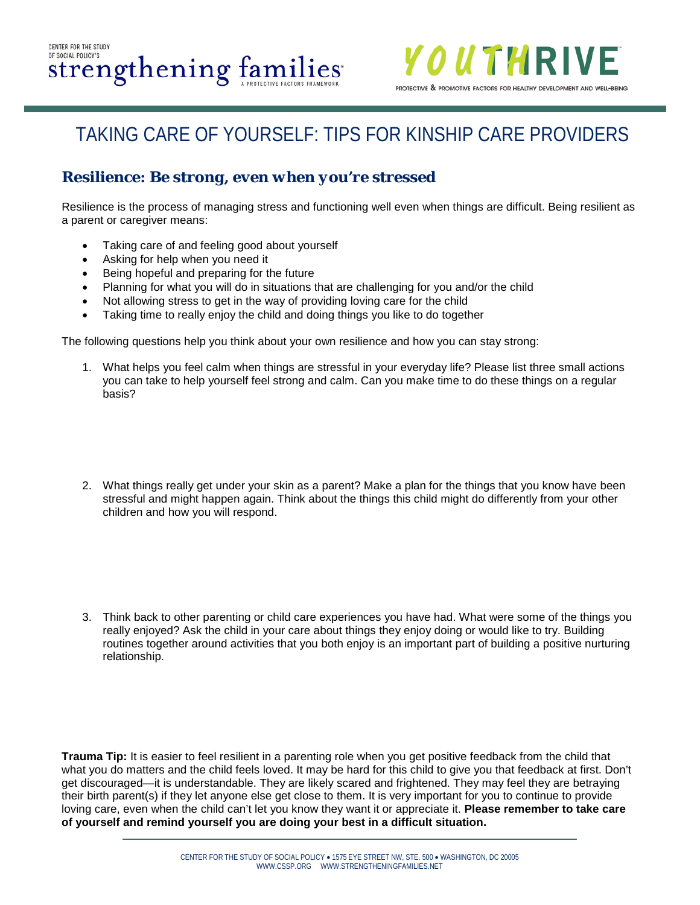# TAKING CARE OF YOURSELF: TIPS FOR KINSHIP CARE PROVIDERS

## Resilience: Be strong, even when you're stressed

Resilience is the process of managing stress and functioning well even when things are difficult. Being resilient as a parent or caregiver means:

- Taking care of and feeling good about yourself
- Asking for help when you need it
- Being hopeful and preparing for the future
- Planning for what you will do in situations that are challenging for you and/or the child
- Not allowing stress to get in the way of providing loving care for the child
- Taking time to really enjoy the child and doing things you like to do together

The following questions help you think about your own resilience and how you can stay strong:

1. What helps you feel calm when things are stressful in your everyday life? Please list three small actions you can take to help yourself feel strong and calm. Can you make time to do these things on a regular basis?

2. What things really get under your skin as a parent? Make a plan for the things that you know have been stressful and might happen again. Think about the things this child might do differently from your other children and how you will respond.

3. Think back to other parenting or child care experiences you have had. What were some of the things you really enjoyed? Ask the child in your care about things they enjoy doing or would like to try. Building routines together around activities that you both enjoy is an important part of building a positive nurturing relationship.

**Trauma Tip:** It is easier to feel resilient in a parenting role when you get positive feedback from the child that what you do matters and the child feels loved. It may be hard for this child to give you that feedback at first. Don't get discouraged—it is understandable. They are likely scared and frightened. They may feel they are betraying their birth parent(s) if they let anyone else get close to them. It is very important for you to continue to provide loving care, even when the child can't let you know they want it or appreciate it. **Please remember to take care of yourself and remind yourself you are doing your best in a difficult situation.**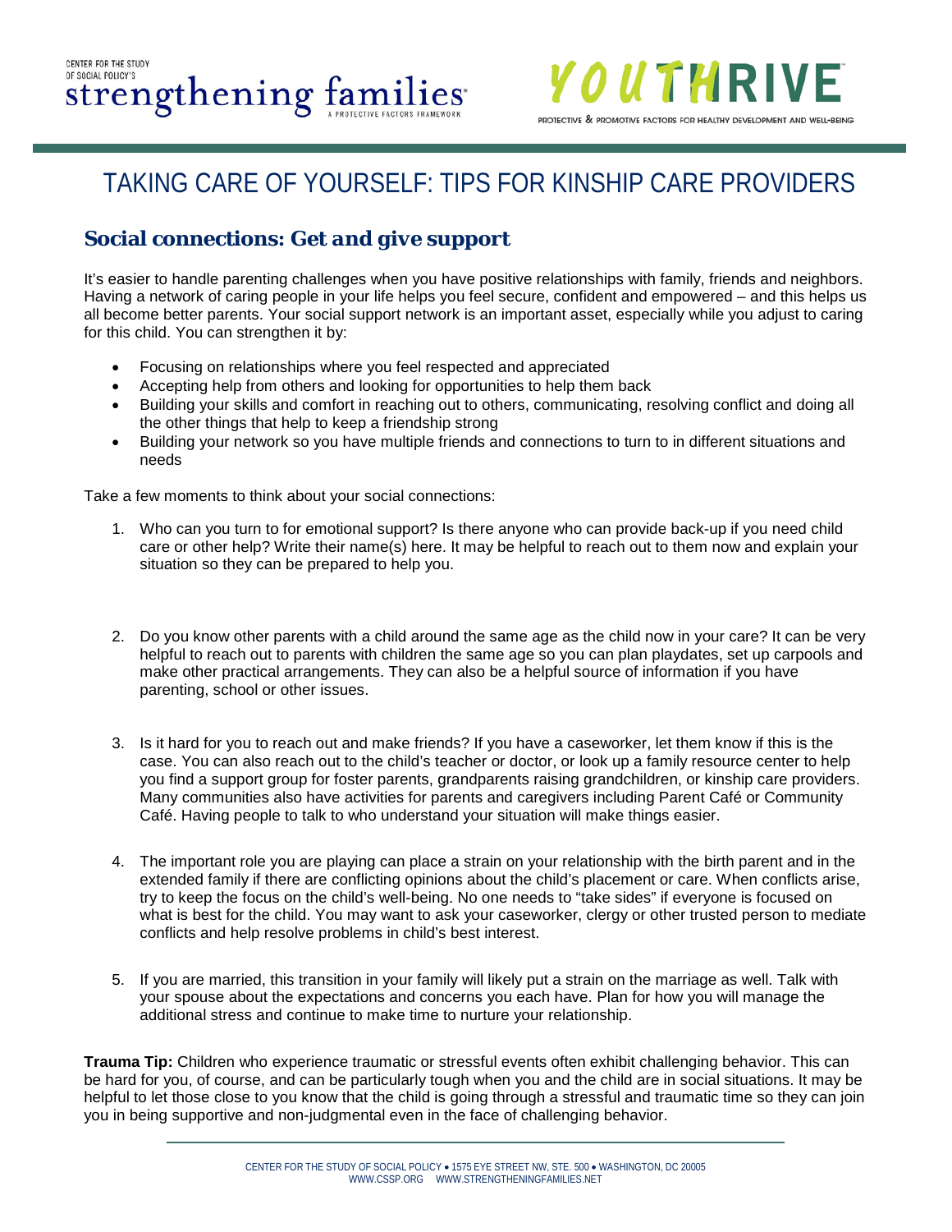# TAKING CARE OF YOURSELF: TIPS FOR KINSHIP CARE PROVIDERS

## Social connections: Get and give support

It's easier to handle parenting challenges when you have positive relationships with family, friends and neighbors. Having a network of caring people in your life helps you feel secure, confident and empowered – and this helps us all become better parents. Your social support network is an important asset, especially while you adjust to caring for this child. You can strengthen it by:

- Focusing on relationships where you feel respected and appreciated
- Accepting help from others and looking for opportunities to help them back
- Building your skills and comfort in reaching out to others, communicating, resolving conflict and doing all the other things that help to keep a friendship strong
- Building your network so you have multiple friends and connections to turn to in different situations and needs

Take a few moments to think about your social connections:

1. Who can you turn to for emotional support? Is there anyone who can provide back-up if you need child care or other help? Write their name(s) here. It may be helpful to reach out to them now and explain your situation so they can be prepared to help you.

2. Do you know other parents with a child around the same age as the child now in your care? It can be very helpful to reach out to parents with children the same age so you can plan playdates, set up carpools and make other practical arrangements. They can also be a helpful source of information if you have parenting, school or other issues.

3. Is it hard for you to reach out and make friends? If you have a caseworker, let them know if this is the case. You can also reach out to the child's teacher or doctor, or look up a family resource center to help you find a support group for foster parents, grandparents raising grandchildren, or kinship care providers. Many communities also have activities for parents and caregivers including Parent Café or Community Café. Having people to talk to who understand your situation will make things easier.

4. The important role you are playing can place a strain on your relationship with the birth parent and in the extended family if there are conflicting opinions about the child's placement or care. When conflicts arise, try to keep the focus on the child's well-being. No one needs to "take sides" if everyone is focused on what is best for the child. You may want to ask your caseworker, clergy or other trusted person to mediate conflicts and help resolve problems in child's best interest.

5. If you are married, this transition in your family will likely put a strain on the marriage as well. Talk with your spouse about the expectations and concerns you each have. Plan for how you will manage the additional stress and continue to make time to nurture your relationship.

**Trauma Tip:** Children who experience traumatic or stressful events often exhibit challenging behavior. This can be hard for you, of course, and can be particularly tough when you and the child are in social situations. It may be helpful to let those close to you know that the child is going through a stressful and traumatic time so they can join you in being supportive and non-judgmental even in the face of challenging behavior.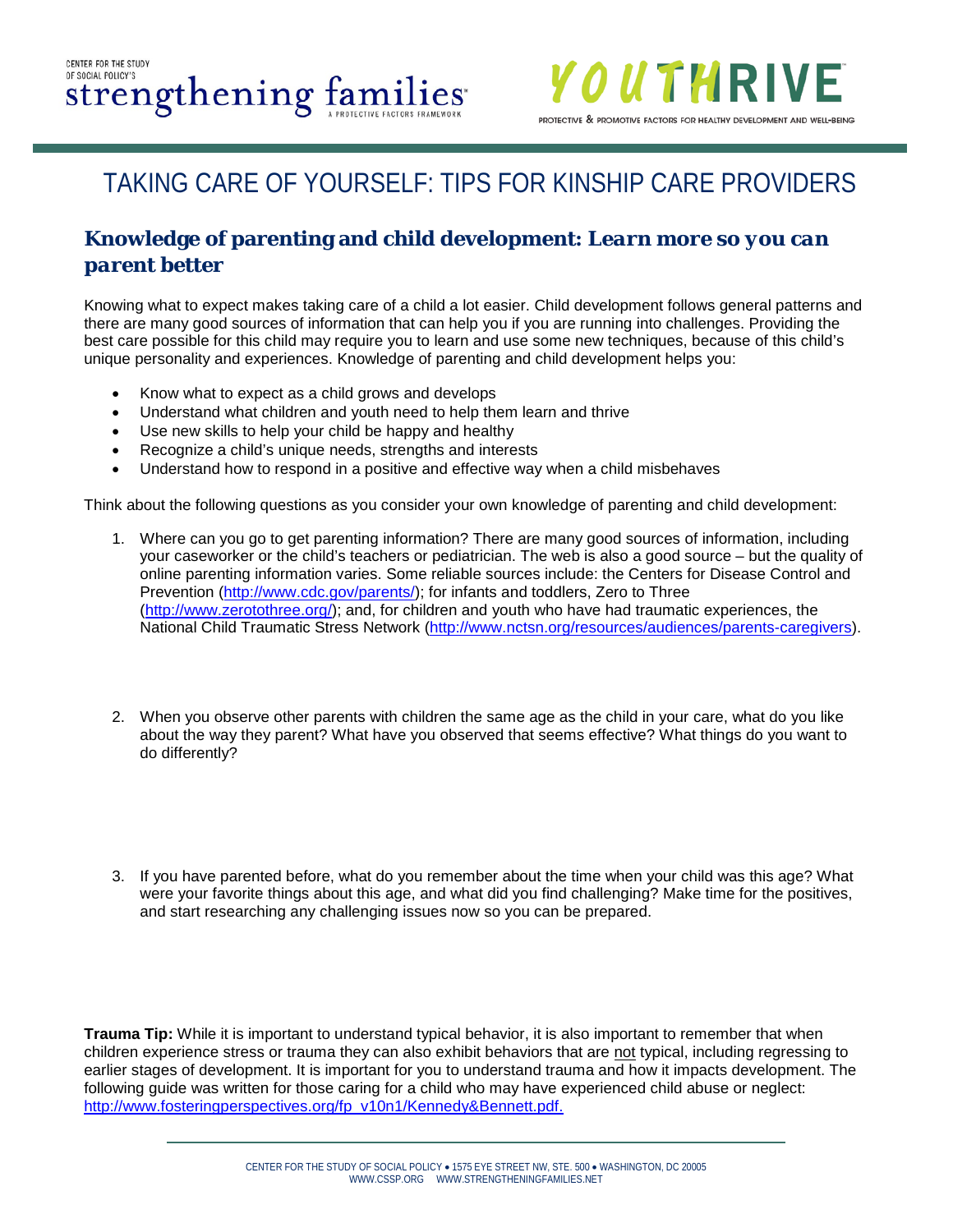# TAKING CARE OF YOURSELF: TIPS FOR KINSHIP CARE PROVIDERS

## *Knowledge of parenting and child development: Learn more so you can parent better*

Knowing what to expect makes taking care of a child a lot easier. Child development follows general patterns and there are many good sources of information that can help you if you are running into challenges. Providing the best care possible for this child may require you to learn and use some new techniques, because of this child's unique personality and experiences. Knowledge of parenting and child development helps you:

- Know what to expect as a child grows and develops
- Understand what children and youth need to help them learn and thrive
- Use new skills to help your child be happy and healthy
- Recognize a child's unique needs, strengths and interests
- Understand how to respond in a positive and effective way when a child misbehaves

Think about the following questions as you consider your own knowledge of parenting and child development:

1. Where can you go to get parenting information? There are many good sources of information, including your caseworker or the child's teachers or pediatrician. The web is also a good source – but the quality of online parenting information varies. Some reliable sources include: the Centers for Disease Control and Prevention (http://www.cdc.gov/parents/); for infants and toddlers, Zero to Three (http://www.zerotothree.org/); and, for children and youth who have had traumatic experiences, the National Child Traumatic Stress Network (http://www.nctsn.org/resources/audiences/parents-caregivers).

2. When you observe other parents with children the same age as the child in your care, what do you like about the way they parent? What have you observed that seems effective? What things do you want to do differently?

3. If you have parented before, what do you remember about the time when your child was this age? What were your favorite things about this age, and what did you find challenging? Make time for the positives, and start researching any challenging issues now so you can be prepared.

**Trauma Tip:** While it is important to understand typical behavior, it is also important to remember that when children experience stress or trauma they can also exhibit behaviors that are not typical, including regressing to earlier stages of development. It is important for you to understand trauma and how it impacts development. The following guide was written for those caring for a child who may have experienced child abuse or neglect: http://www.fosteringperspectives.org/fp_v10n1/Kennedy&Bennett.pdf.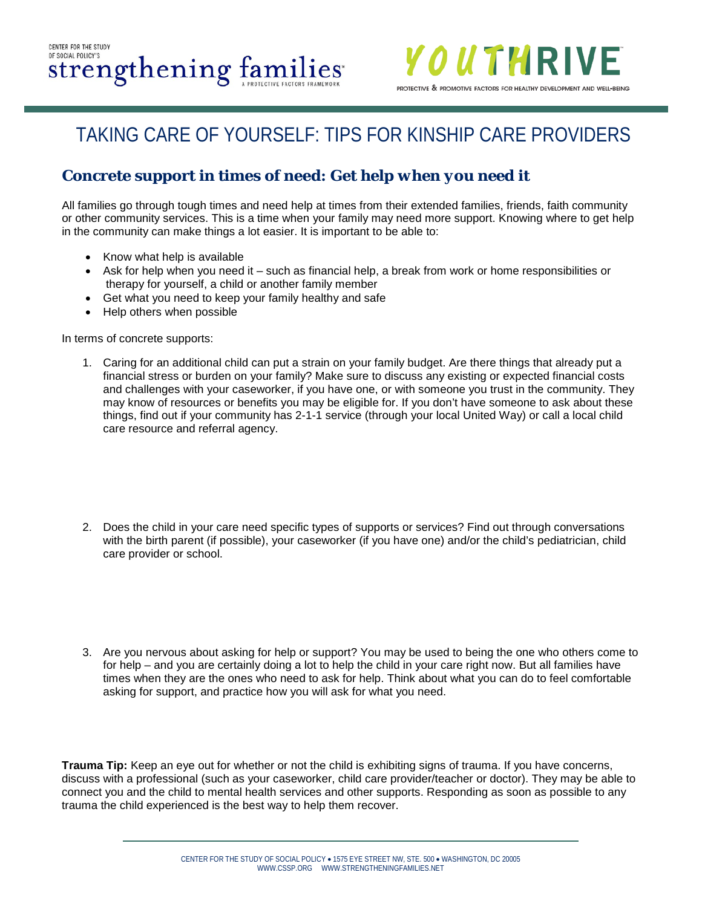# TAKING CARE OF YOURSELF: TIPS FOR KINSHIP CARE PROVIDERS

## Concrete support in times of need: Get help when you need it

All families go through tough times and need help at times from their extended families, friends, faith community or other community services. This is a time when your family may need more support. Knowing where to get help in the community can make things a lot easier. It is important to be able to:

- Know what help is available
- Ask for help when you need it – such as financial help, a break from work or home responsibilities or therapy for yourself, a child or another family member
- Get what you need to keep your family healthy and safe
- Help others when possible

In terms of concrete supports:

1. Caring for an additional child can put a strain on your family budget. Are there things that already put a financial stress or burden on your family? Make sure to discuss any existing or expected financial costs and challenges with your caseworker, if you have one, or with someone you trust in the community. They may know of resources or benefits you may be eligible for. If you don't have someone to ask about these things, find out if your community has 2-1-1 service (through your local United Way) or call a local child care resource and referral agency.

2. Does the child in your care need specific types of supports or services? Find out through conversations with the birth parent (if possible), your caseworker (if you have one) and/or the child's pediatrician, child care provider or school.

3. Are you nervous about asking for help or support? You may be used to being the one who others come to for help – and you are certainly doing a lot to help the child in your care right now. But all families have times when they are the ones who need to ask for help. Think about what you can do to feel comfortable asking for support, and practice how you will ask for what you need.

**Trauma Tip:** Keep an eye out for whether or not the child is exhibiting signs of trauma. If you have concerns, discuss with a professional (such as your caseworker, child care provider/teacher or doctor). They may be able to connect you and the child to mental health services and other supports. Responding as soon as possible to any trauma the child experienced is the best way to help them recover.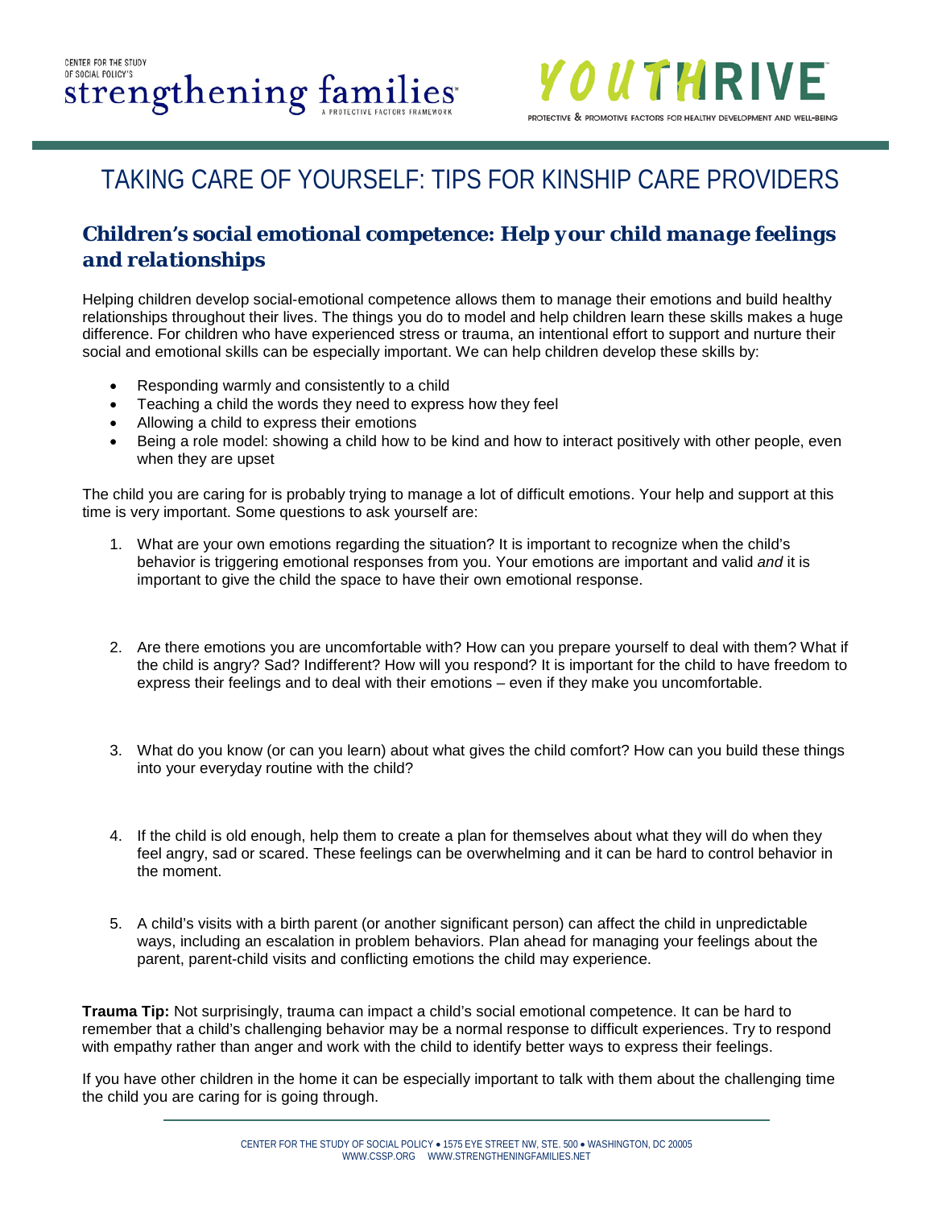# TAKING CARE OF YOURSELF: TIPS FOR KINSHIP CARE PROVIDERS

## *Children's social emotional competence: Help your child manage feelings and relationships*

Helping children develop social-emotional competence allows them to manage their emotions and build healthy relationships throughout their lives. The things you do to model and help children learn these skills makes a huge difference. For children who have experienced stress or trauma, an intentional effort to support and nurture their social and emotional skills can be especially important. We can help children develop these skills by:

- Responding warmly and consistently to a child
- Teaching a child the words they need to express how they feel
- Allowing a child to express their emotions
- Being a role model: showing a child how to be kind and how to interact positively with other people, even when they are upset

The child you are caring for is probably trying to manage a lot of difficult emotions. Your help and support at this time is very important. Some questions to ask yourself are:

1. What are your own emotions regarding the situation? It is important to recognize when the child's behavior is triggering emotional responses from you. Your emotions are important and valid *and* it is important to give the child the space to have their own emotional response.

2. Are there emotions you are uncomfortable with? How can you prepare yourself to deal with them? What if the child is angry? Sad? Indifferent? How will you respond? It is important for the child to have freedom to express their feelings and to deal with their emotions – even if they make you uncomfortable.

3. What do you know (or can you learn) about what gives the child comfort? How can you build these things into your everyday routine with the child?

4. If the child is old enough, help them to create a plan for themselves about what they will do when they feel angry, sad or scared. These feelings can be overwhelming and it can be hard to control behavior in the moment.

5. A child's visits with a birth parent (or another significant person) can affect the child in unpredictable ways, including an escalation in problem behaviors. Plan ahead for managing your feelings about the parent, parent-child visits and conflicting emotions the child may experience.

**Trauma Tip:** Not surprisingly, trauma can impact a child's social emotional competence. It can be hard to remember that a child's challenging behavior may be a normal response to difficult experiences. Try to respond with empathy rather than anger and work with the child to identify better ways to express their feelings.

If you have other children in the home it can be especially important to talk with them about the challenging time the child you are caring for is going through.